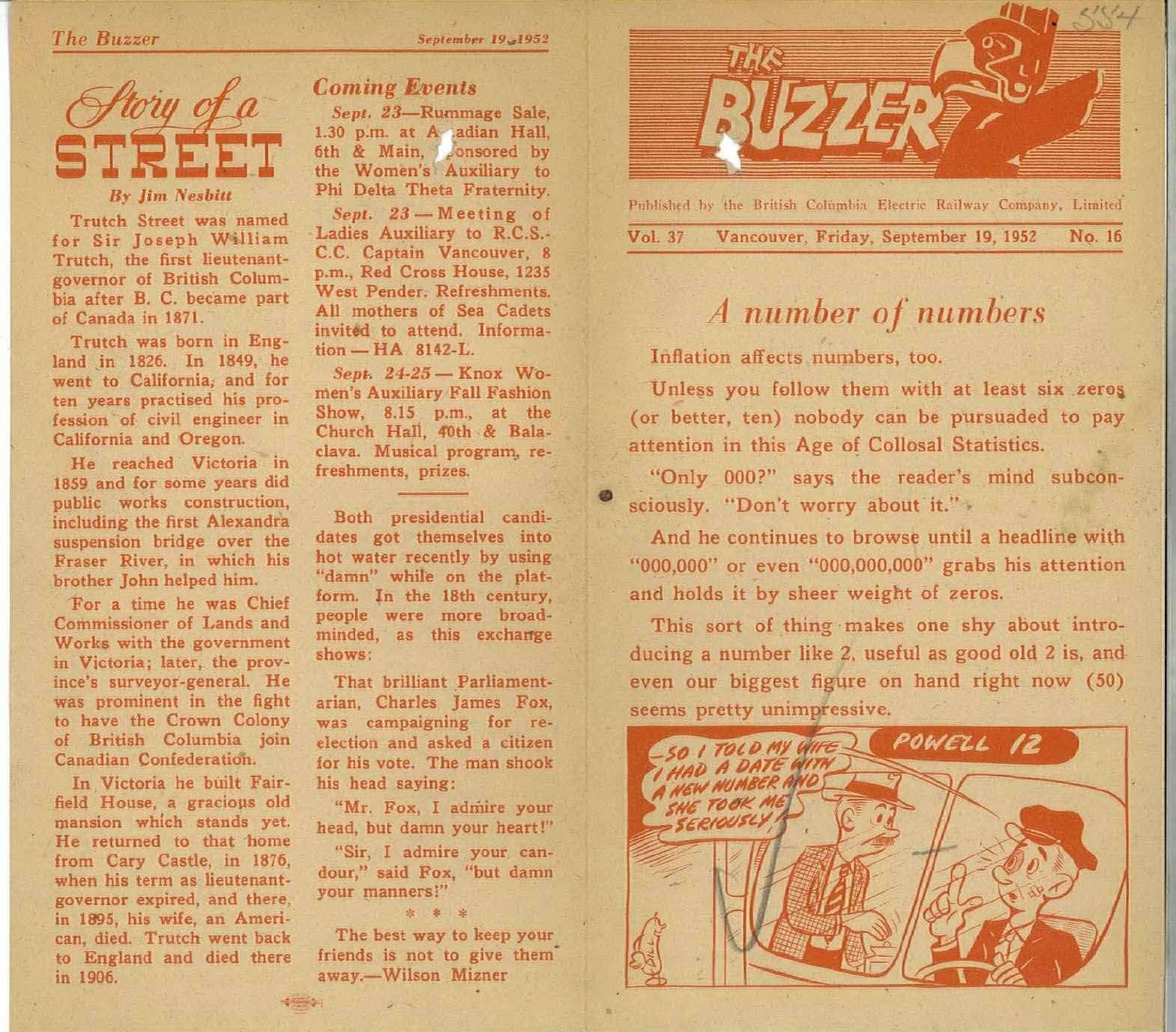# Story of a STREET

**By Jim Nesbitt**

Trutch Street was named for Sir Joseph William Trutch, the first lieutenant-governor of British Columbia after B. C. became part of Canada in 1871.

Trutch was born in England in 1826. In 1849, he went to California, and for ten years practised his profession of civil engineer in California and Oregon.

He reached Victoria in 1859 and for some years did public works construction, including the first Alexandra suspension bridge over the Fraser River, in which his brother John helped him.

For a time he was Chief Commissioner of Lands and Works with the government in Victoria; later, the province's surveyor-general. He was prominent in the fight to have the Crown Colony of British Columbia join Canadian Confederation.

In Victoria he built Fairfield House, a gracious old mansion which stands yet. He returned to that home from Cary Castle, in 1876, when his term as lieutenant-governor expired, and there, in 1895, his wife, an American, died. Trutch went back to England and died there in 1906.

## Coming Events

*Sept. 23*—Rummage Sale, 1.30 p.m. at Acadian Hall, 6th & Main, sponsored by the Women's Auxiliary to Phi Delta Theta Fraternity.

*Sept. 23*—Meeting of Ladies Auxiliary to R.C.S.-C.C. Captain Vancouver, 8 p.m., Red Cross House, 1235 West Pender. Refreshments. All mothers of Sea Cadets invited to attend. Information—HA 8142-L.

*Sept. 24-25*—Knox Women's Auxiliary Fall Fashion Show, 8.15 p.m., at the Church Hall, 40th & Balaclava. Musical program, refreshments, prizes.

---

Both presidential candidates got themselves into hot water recently by using "damn" while on the platform. In the 18th century, people were more broad-minded, as this exchange shows:

That brilliant Parliamentarian, Charles James Fox, was campaigning for re-election and asked a citizen for his vote. The man shook his head saying:

"Mr. Fox, I admire your head, but damn your heart!"

"Sir, I admire your candour," said Fox, "but damn your manners!"

\* \* \*

The best way to keep your friends is not to give them away.—Wilson Mizner

# THE BUZZER

Published by the British Columbia Electric Railway Company, Limited

Vol. 37 Vancouver, Friday, September 19, 1952 No. 16

## *A number of numbers*

Inflation affects numbers, too.

Unless you follow them with at least six zeros (or better, ten) nobody can be pursuaded to pay attention in this Age of Collosal Statistics.

"Only 000?" says the reader's mind subconsciously. "Don't worry about it."

And he continues to browse until a headline with "000,000" or even "000,000,000" grabs his attention and holds it by sheer weight of zeros.

This sort of thing makes one shy about introducing a number like 2, useful as good old 2 is, and even our biggest figure on hand right now (50) seems pretty unimpressive.

SO I TOLD MY WIFE I HAD A DATE WITH A NEW NUMBER AND SHE TOOK ME SERIOUSLY!

POWELL 12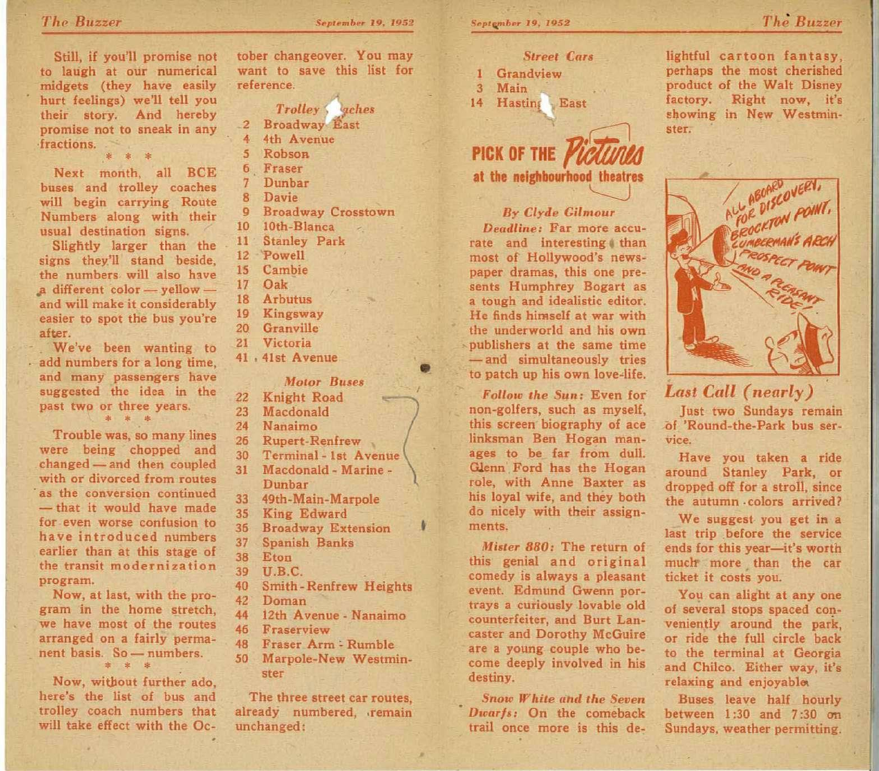Still, if you'll promise not to laugh at our numerical midgets (they have easily hurt feelings) we'll tell you their story. And hereby promise not to sneak in any fractions.

\* \* \*

Next month, all BCE buses and trolley coaches will begin carrying Route Numbers along with their usual destination signs.

Slightly larger than the signs they'll stand beside, the numbers will also have a different color — yellow — and will make it considerably easier to spot the bus you're after.

We've been wanting to add numbers for a long time, and many passengers have suggested the idea in the past two or three years.

\* \* \*

Trouble was, so many lines were being chopped and changed — and then coupled with or divorced from routes as the conversion continued — that it would have made for even worse confusion to have introduced numbers earlier than at this stage of the transit modernization program.

Now, at last, with the program in the home stretch, we have most of the routes arranged on a fairly permanent basis. So — numbers.

\* \* \*

Now, without further ado, here's the list of bus and trolley coach numbers that will take effect with the October changeover. You may want to save this list for reference.

*Trolley Coaches*

2 Broadway East
4 4th Avenue
5 Robson
6 Fraser
7 Dunbar
8 Davie
9 Broadway Crosstown
10 10th-Blanca
11 Stanley Park
12 Powell
15 Cambie
17 Oak
18 Arbutus
19 Kingsway
20 Granville
21 Victoria
41 41st Avenue

*Motor Buses*

22 Knight Road
23 Macdonald
24 Nanaimo
26 Rupert-Renfrew
30 Terminal - 1st Avenue
31 Macdonald - Marine - Dunbar
33 49th-Main-Marpole
35 King Edward
36 Broadway Extension
37 Spanish Banks
38 Eton
39 U.B.C.
40 Smith-Renfrew Heights
42 Doman
44 12th Avenue - Nanaimo
46 Fraserview
48 Fraser Arm - Rumble
50 Marpole-New Westminster

The three street car routes, already numbered, remain unchanged:

*Street Cars*

1 Grandview
3 Main
14 Hastings East

## PICK OF THE *Pictures* at the neighbourhood theatres

*By Clyde Gilmour*

***Deadline:*** Far more accurate and interesting than most of Hollywood's newspaper dramas, this one presents Humphrey Bogart as a tough and idealistic editor. He finds himself at war with the underworld and his own publishers at the same time — and simultaneously tries to patch up his own love-life.

***Follow the Sun:*** Even for non-golfers, such as myself, this screen biography of ace linksman Ben Hogan manages to be far from dull. Glenn Ford has the Hogan role, with Anne Baxter as his loyal wife, and they both do nicely with their assignments.

***Mister 880:*** The return of this genial and original comedy is always a pleasant event. Edmund Gwenn portrays a curiously lovable old counterfeiter, and Burt Lancaster and Dorothy McGuire are a young couple who become deeply involved in his destiny.

***Snow White and the Seven Dwarfs:*** On the comeback trail once more is this delightful cartoon fantasy, perhaps the most cherished product of the Walt Disney factory. Right now, it's showing in New Westminster.

ALL ABOARD FOR DISCOVERY, BROCKTON POINT, LUMBERMAN'S ARCH PROSPECT POINT AND A PLEASANT RIDE!

## *Last Call (nearly)*

Just two Sundays remain of 'Round-the-Park bus service.

Have you taken a ride around Stanley Park, or dropped off for a stroll, since the autumn colors arrived?

We suggest you get in a last trip before the service ends for this year—it's worth much more than the car ticket it costs you.

You can alight at any one of several stops spaced conveniently around the park, or ride the full circle back to the terminal at Georgia and Chilco. Either way, it's relaxing and enjoyable.

Buses leave half hourly between 1:30 and 7:30 on Sundays, weather permitting.